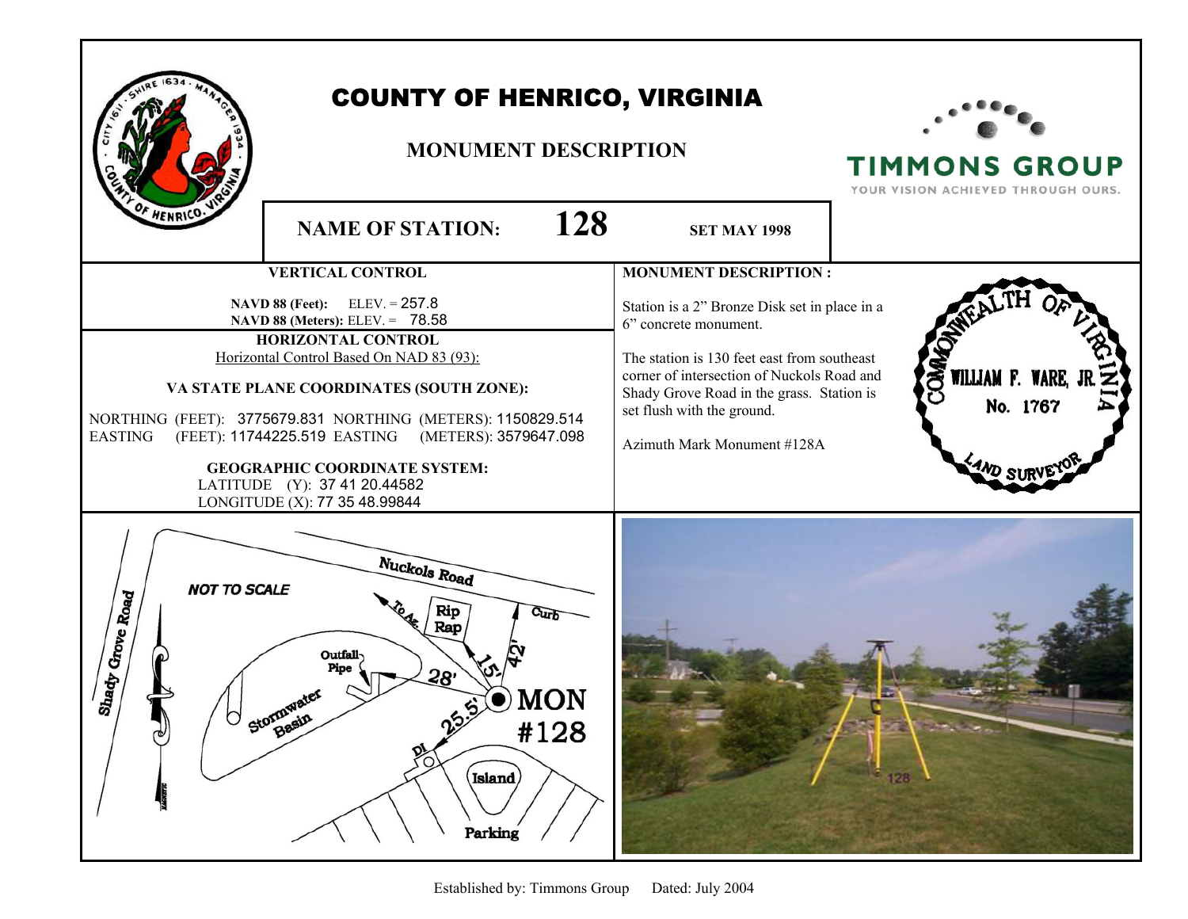# COUNTY OF HENRICO, VIRGINIA

## MONUMENT DESCRIPTION

TIMMONS GROUP
YOUR VISION ACHIEVED THROUGH OURS.

**NAME OF STATION:** **128** **SET MAY 1998**

### VERTICAL CONTROL

**NAVD 88 (Feet):** ELEV. = 257.8
**NAVD 88 (Meters):** ELEV. = 78.58

### HORIZONTAL CONTROL

Horizontal Control Based On NAD 83 (93):

**VA STATE PLANE COORDINATES (SOUTH ZONE):**

NORTHING (FEET): 3775679.831 NORTHING (METERS): 1150829.514
EASTING (FEET): 11744225.519 EASTING (METERS): 3579647.098

**GEOGRAPHIC COORDINATE SYSTEM:**

LATITUDE (Y): 37 41 20.44582
LONGITUDE (X): 77 35 48.99844

### MONUMENT DESCRIPTION :

Station is a 2" Bronze Disk set in place in a 6" concrete monument.

The station is 130 feet east from southeast corner of intersection of Nuckols Road and Shady Grove Road in the grass. Station is set flush with the ground.

Azimuth Mark Monument #128A

COMMONWEALTH OF VIRGINIA
WILLIAM F. WARE, JR.
No. 1767
LAND SURVEYOR

NOT TO SCALE

Nuckols Road
Shady Grove Road
To Az.
Rip Rap
Curb
Outfall Pipe
Stormwater Basin
28'
15'
42'
25.5'
MON #128
DI
Island
Parking

128

Established by: Timmons Group Dated: July 2004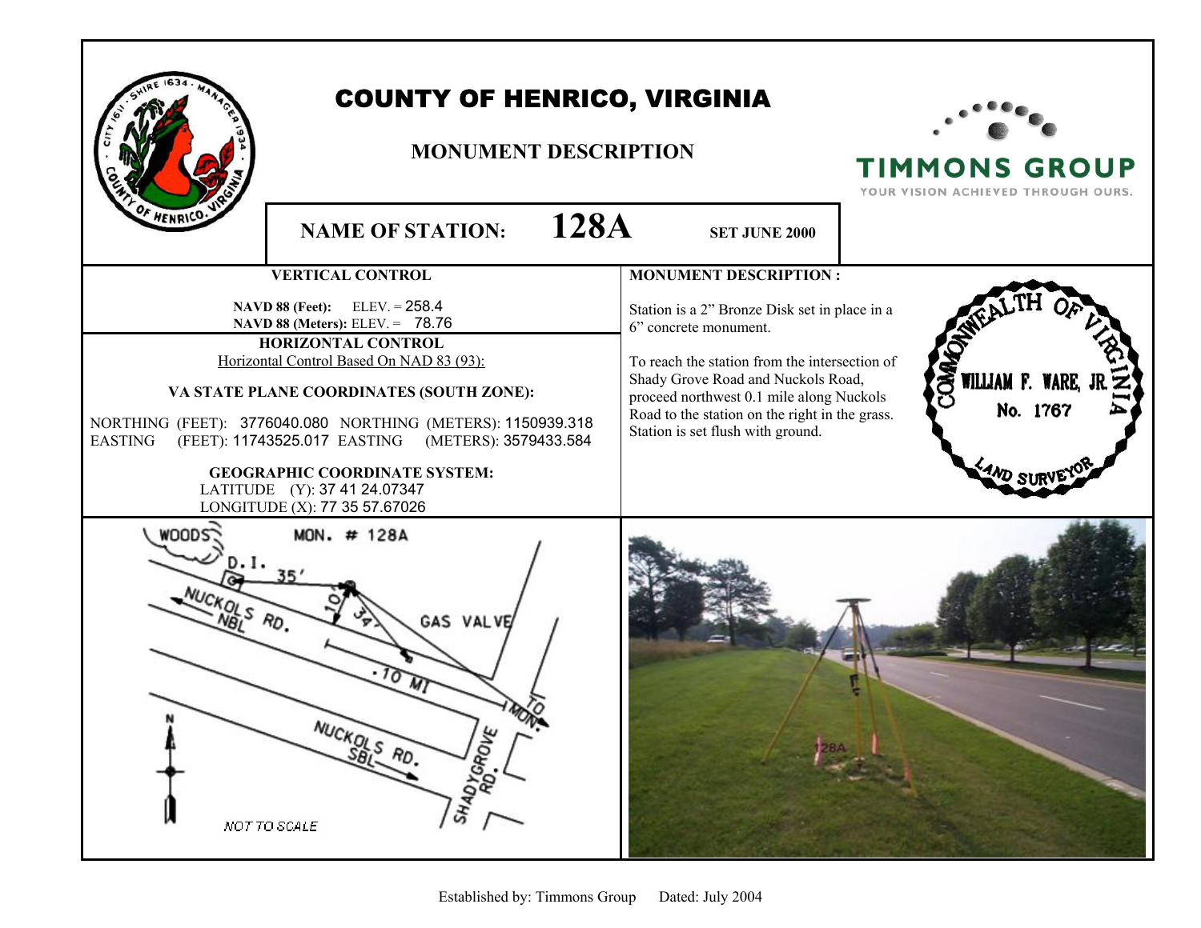# COUNTY OF HENRICO, VIRGINIA

## MONUMENT DESCRIPTION

TIMMONS GROUP
YOUR VISION ACHIEVED THROUGH OURS.

**NAME OF STATION: 128A** **SET JUNE 2000**

### VERTICAL CONTROL

**NAVD 88 (Feet):** ELEV. = 258.4
**NAVD 88 (Meters):** ELEV. = 78.76

### HORIZONTAL CONTROL

Horizontal Control Based On NAD 83 (93):

**VA STATE PLANE COORDINATES (SOUTH ZONE):**

NORTHING (FEET): 3776040.080 NORTHING (METERS): 1150939.318
EASTING (FEET): 11743525.017 EASTING (METERS): 3579433.584

**GEOGRAPHIC COORDINATE SYSTEM:**

LATITUDE (Y): 37 41 24.07347
LONGITUDE (X): 77 35 57.67026

### MONUMENT DESCRIPTION :

Station is a 2" Bronze Disk set in place in a 6" concrete monument.

To reach the station from the intersection of Shady Grove Road and Nuckols Road, proceed northwest 0.1 mile along Nuckols Road to the station on the right in the grass. Station is set flush with ground.

COMMONWEALTH OF VIRGINIA
WILLIAM F. WARE, JR.
No. 1767
LAND SURVEYOR

WOODS
MON. # 128A
D.I.
35'
10'
34'
GAS VALVE
NUCKOLS RD. NBL
.10 MI
TO MON.
NUCKOLS RD. SBL
SHADYGROVE RD.
N
NOT TO SCALE

128A

Established by: Timmons Group Dated: July 2004